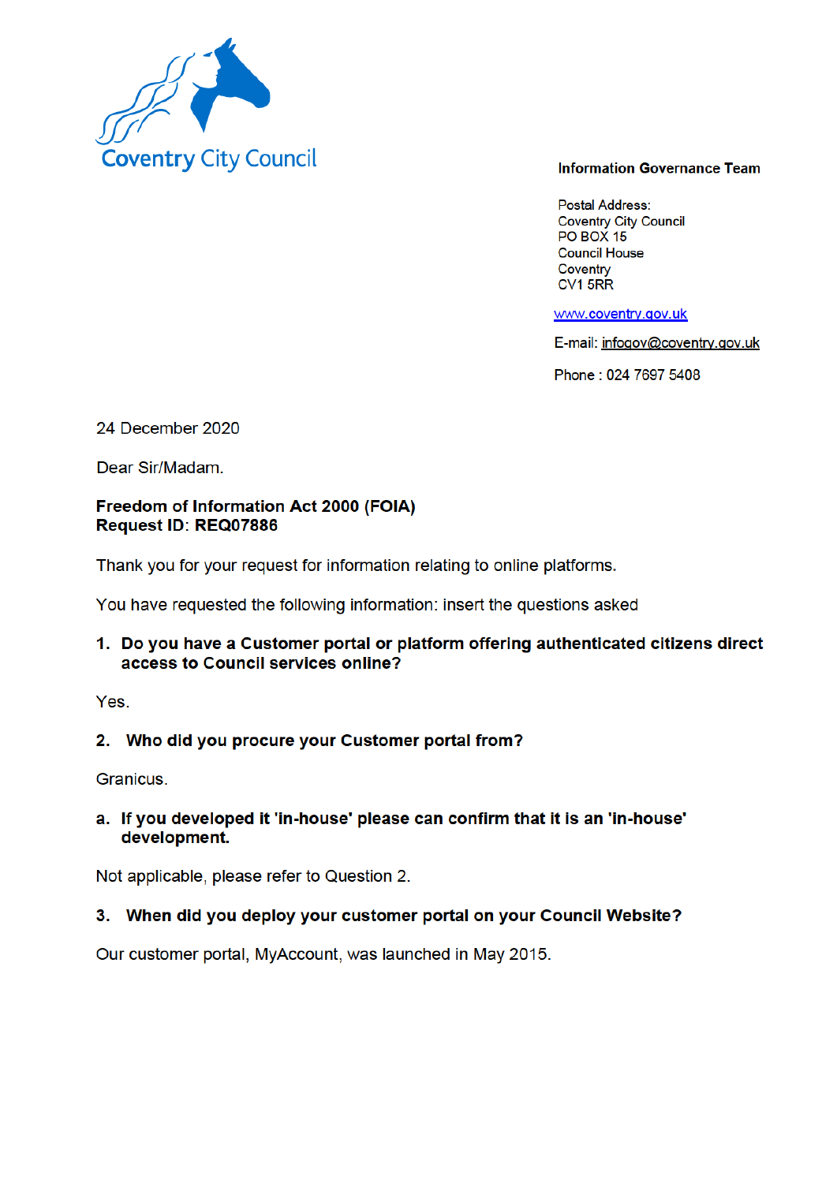Coventry City Council

**Information Governance Team**

Postal Address:
Coventry City Council
PO BOX 15
Council House
Coventry
CV1 5RR

www.coventry.gov.uk

E-mail: infogov@coventry.gov.uk

Phone : 024 7697 5408

24 December 2020

Dear Sir/Madam.

**Freedom of Information Act 2000 (FOIA)**
**Request ID: REQ07886**

Thank you for your request for information relating to online platforms.

You have requested the following information: insert the questions asked

1. **Do you have a Customer portal or platform offering authenticated citizens direct access to Council services online?**

Yes.

2. **Who did you procure your Customer portal from?**

Granicus.

a. **If you developed it 'in-house' please can confirm that it is an 'in-house' development.**

Not applicable, please refer to Question 2.

3. **When did you deploy your customer portal on your Council Website?**

Our customer portal, MyAccount, was launched in May 2015.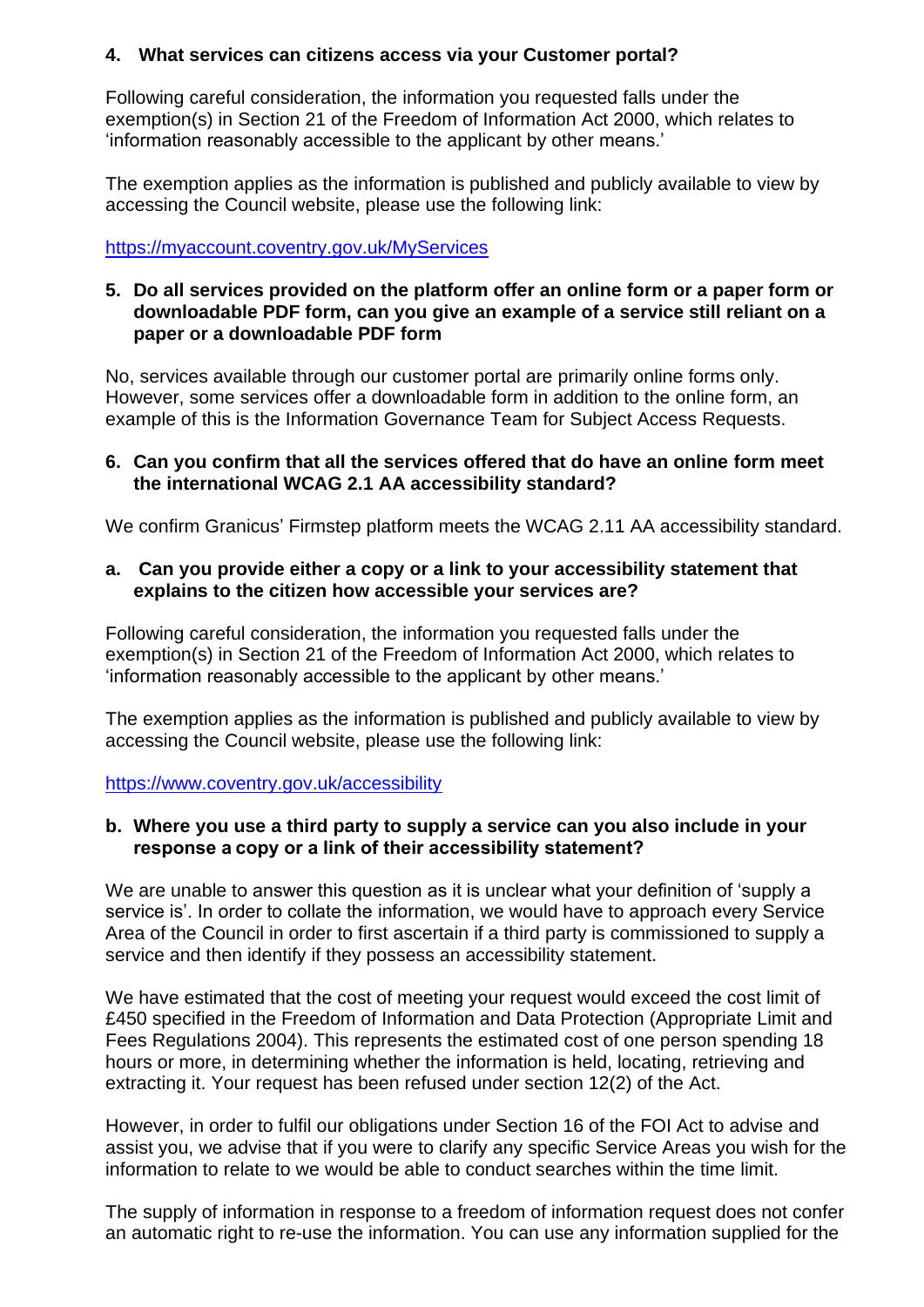**4. What services can citizens access via your Customer portal?**

Following careful consideration, the information you requested falls under the exemption(s) in Section 21 of the Freedom of Information Act 2000, which relates to 'information reasonably accessible to the applicant by other means.'

The exemption applies as the information is published and publicly available to view by accessing the Council website, please use the following link:

https://myaccount.coventry.gov.uk/MyServices

**5. Do all services provided on the platform offer an online form or a paper form or downloadable PDF form, can you give an example of a service still reliant on a paper or a downloadable PDF form**

No, services available through our customer portal are primarily online forms only. However, some services offer a downloadable form in addition to the online form, an example of this is the Information Governance Team for Subject Access Requests.

**6. Can you confirm that all the services offered that do have an online form meet the international WCAG 2.1 AA accessibility standard?**

We confirm Granicus' Firmstep platform meets the WCAG 2.11 AA accessibility standard.

**a. Can you provide either a copy or a link to your accessibility statement that explains to the citizen how accessible your services are?**

Following careful consideration, the information you requested falls under the exemption(s) in Section 21 of the Freedom of Information Act 2000, which relates to 'information reasonably accessible to the applicant by other means.'

The exemption applies as the information is published and publicly available to view by accessing the Council website, please use the following link:

https://www.coventry.gov.uk/accessibility

**b. Where you use a third party to supply a service can you also include in your response a copy or a link of their accessibility statement?**

We are unable to answer this question as it is unclear what your definition of 'supply a service is'. In order to collate the information, we would have to approach every Service Area of the Council in order to first ascertain if a third party is commissioned to supply a service and then identify if they possess an accessibility statement.

We have estimated that the cost of meeting your request would exceed the cost limit of £450 specified in the Freedom of Information and Data Protection (Appropriate Limit and Fees Regulations 2004). This represents the estimated cost of one person spending 18 hours or more, in determining whether the information is held, locating, retrieving and extracting it. Your request has been refused under section 12(2) of the Act.

However, in order to fulfil our obligations under Section 16 of the FOI Act to advise and assist you, we advise that if you were to clarify any specific Service Areas you wish for the information to relate to we would be able to conduct searches within the time limit.

The supply of information in response to a freedom of information request does not confer an automatic right to re-use the information. You can use any information supplied for the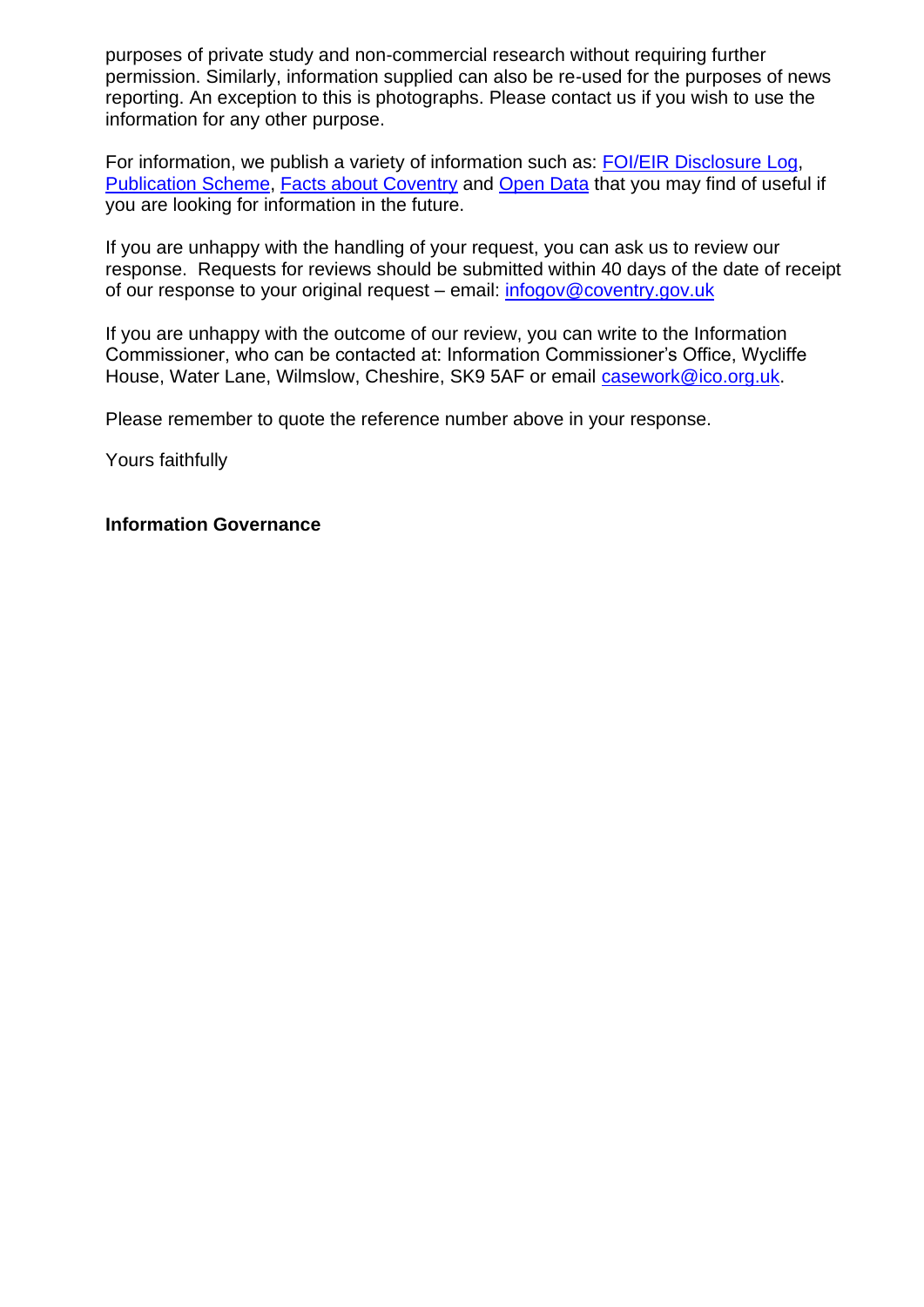purposes of private study and non-commercial research without requiring further permission. Similarly, information supplied can also be re-used for the purposes of news reporting. An exception to this is photographs. Please contact us if you wish to use the information for any other purpose.

For information, we publish a variety of information such as: FOI/EIR Disclosure Log, Publication Scheme, Facts about Coventry and Open Data that you may find of useful if you are looking for information in the future.

If you are unhappy with the handling of your request, you can ask us to review our response. Requests for reviews should be submitted within 40 days of the date of receipt of our response to your original request – email: infogov@coventry.gov.uk

If you are unhappy with the outcome of our review, you can write to the Information Commissioner, who can be contacted at: Information Commissioner's Office, Wycliffe House, Water Lane, Wilmslow, Cheshire, SK9 5AF or email casework@ico.org.uk.

Please remember to quote the reference number above in your response.

Yours faithfully

**Information Governance**